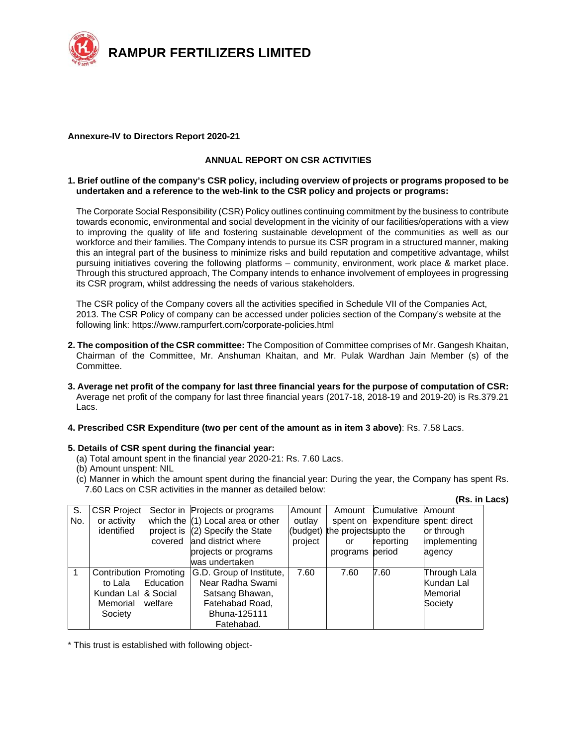# RAMPUR FERTILIZERS LIMITED

**Annexure-IV to Directors Report 2020-21**

## ANNUAL REPORT ON CSR ACTIVITIES

**1. Brief outline of the company's CSR policy, including overview of projects or programs proposed to be undertaken and a reference to the web-link to the CSR policy and projects or programs:**

The Corporate Social Responsibility (CSR) Policy outlines continuing commitment by the business to contribute towards economic, environmental and social development in the vicinity of our facilities/operations with a view to improving the quality of life and fostering sustainable development of the communities as well as our workforce and their families. The Company intends to pursue its CSR program in a structured manner, making this an integral part of the business to minimize risks and build reputation and competitive advantage, whilst pursuing initiatives covering the following platforms – community, environment, work place & market place. Through this structured approach, The Company intends to enhance involvement of employees in progressing its CSR program, whilst addressing the needs of various stakeholders.

The CSR policy of the Company covers all the activities specified in Schedule VII of the Companies Act, 2013. The CSR Policy of company can be accessed under policies section of the Company's website at the following link: https://www.rampurfert.com/corporate-policies.html

**2. The composition of the CSR committee:** The Composition of Committee comprises of Mr. Gangesh Khaitan, Chairman of the Committee, Mr. Anshuman Khaitan, and Mr. Pulak Wardhan Jain Member (s) of the Committee.

**3. Average net profit of the company for last three financial years for the purpose of computation of CSR:** Average net profit of the company for last three financial years (2017-18, 2018-19 and 2019-20) is Rs.379.21 Lacs.

**4. Prescribed CSR Expenditure (two per cent of the amount as in item 3 above)**: Rs. 7.58 Lacs.

**5. Details of CSR spent during the financial year:**

(a) Total amount spent in the financial year 2020-21: Rs. 7.60 Lacs.
(b) Amount unspent: NIL
(c) Manner in which the amount spent during the financial year: During the year, the Company has spent Rs. 7.60 Lacs on CSR activities in the manner as detailed below:

**(Rs. in Lacs)**

| S. No. | CSR Project or activity identified | Sector in which the project is covered | Projects or programs (1) Local area or other (2) Specify the State and district where projects or programs was undertaken | Amount outlay (budget) project | Amount spent on the projects or programs | Cumulative expenditure upto the reporting period | Amount spent: direct or through implementing agency |
|---|---|---|---|---|---|---|---|
| 1 | Contribution to Lala Kundan Lal Memorial Society | Promoting Education & Social welfare | G.D. Group of Institute, Near Radha Swami Satsang Bhawan, Fatehabad Road, Bhuna-125111 Fatehabad. | 7.60 | 7.60 | 7.60 | Through Lala Kundan Lal Memorial Society |

* This trust is established with following object-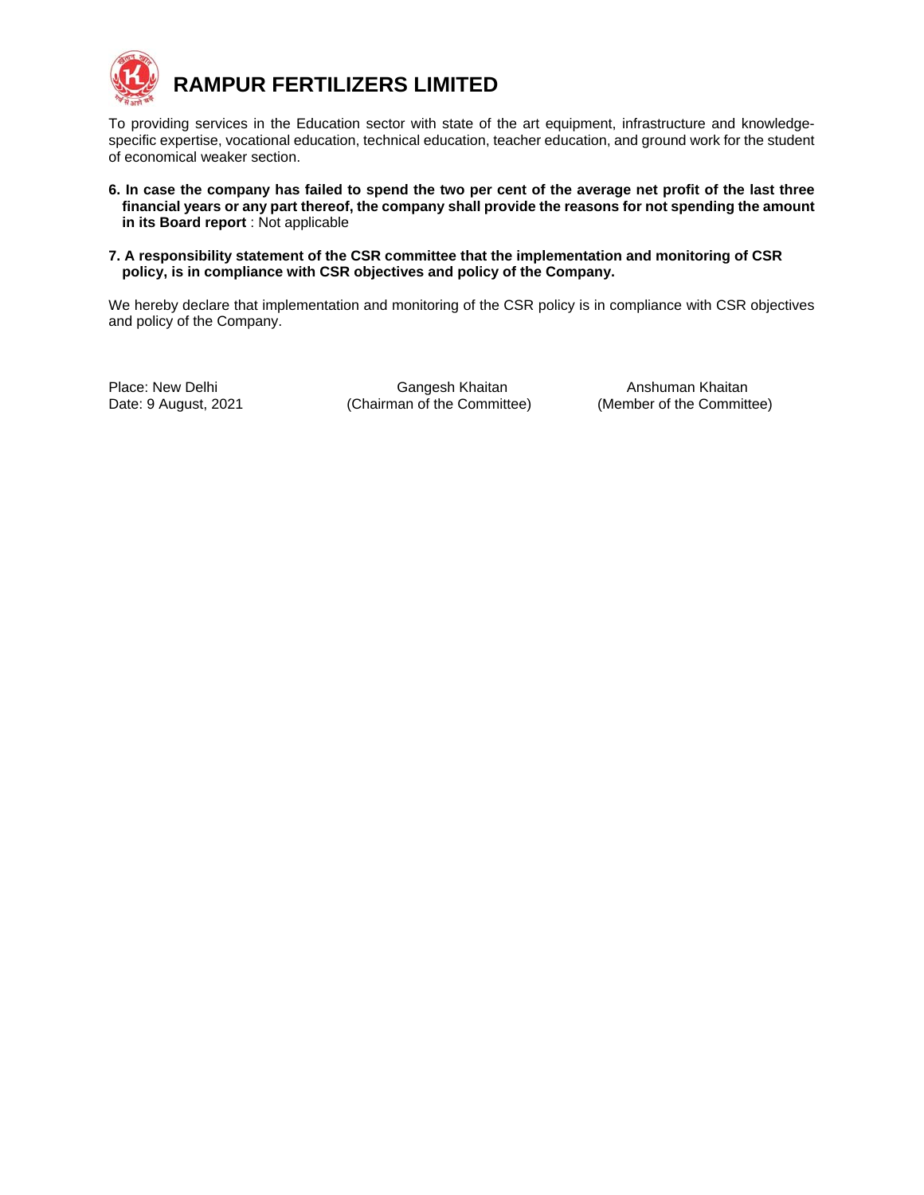# RAMPUR FERTILIZERS LIMITED

To providing services in the Education sector with state of the art equipment, infrastructure and knowledge-specific expertise, vocational education, technical education, teacher education, and ground work for the student of economical weaker section.

**6. In case the company has failed to spend the two per cent of the average net profit of the last three financial years or any part thereof, the company shall provide the reasons for not spending the amount in its Board report** : Not applicable

**7. A responsibility statement of the CSR committee that the implementation and monitoring of CSR policy, is in compliance with CSR objectives and policy of the Company.**

We hereby declare that implementation and monitoring of the CSR policy is in compliance with CSR objectives and policy of the Company.

Place: New Delhi
Date: 9 August, 2021

Gangesh Khaitan
(Chairman of the Committee)

Anshuman Khaitan
(Member of the Committee)